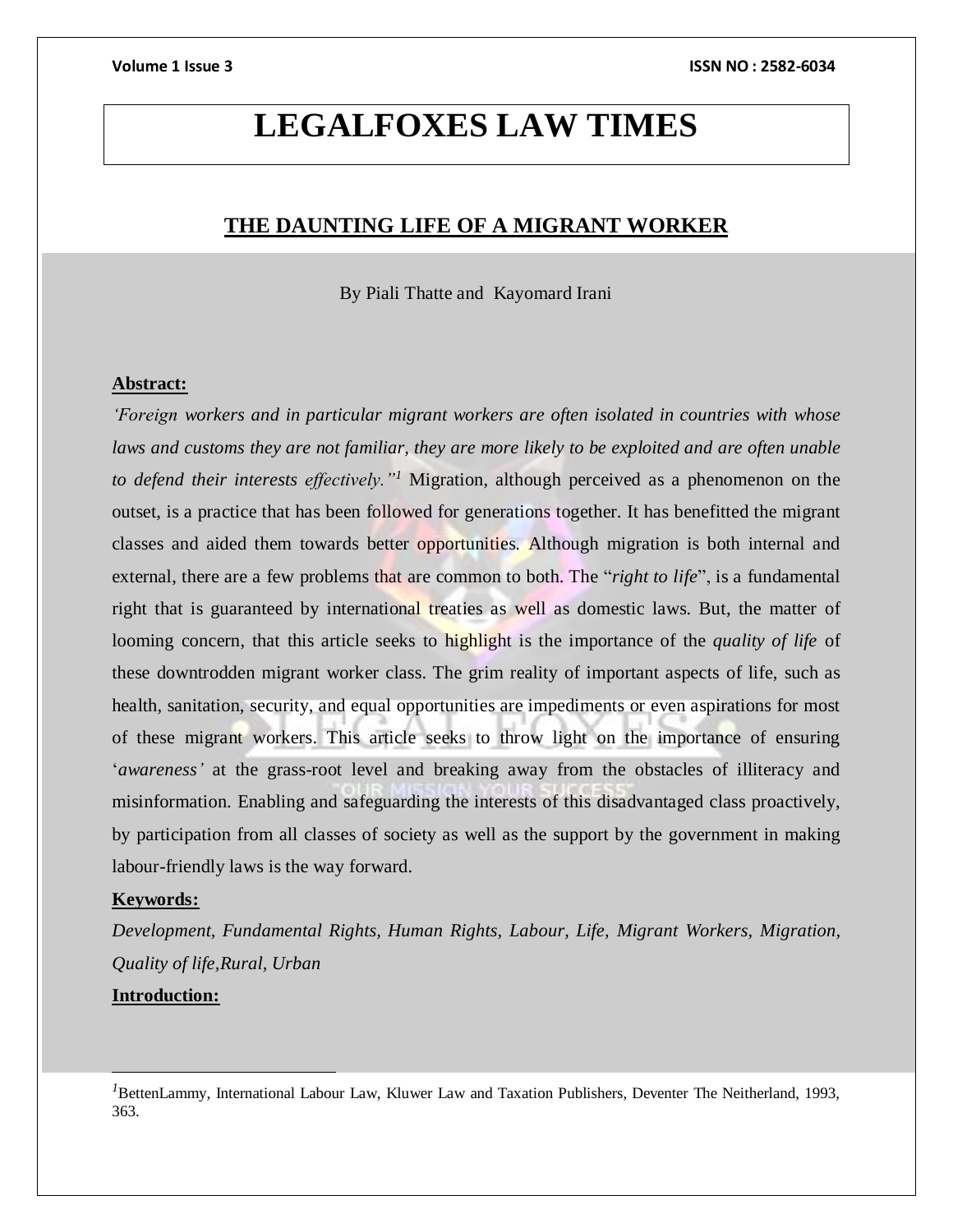# LEGALFOXES LAW TIMES

## THE DAUNTING LIFE OF A MIGRANT WORKER

By Piali Thatte and Kayomard Irani

**Abstract:**

*'Foreign workers and in particular migrant workers are often isolated in countries with whose laws and customs they are not familiar, they are more likely to be exploited and are often unable to defend their interests effectively."*[1] Migration, although perceived as a phenomenon on the outset, is a practice that has been followed for generations together. It has benefitted the migrant classes and aided them towards better opportunities. Although migration is both internal and external, there are a few problems that are common to both. The "*right to life*", is a fundamental right that is guaranteed by international treaties as well as domestic laws. But, the matter of looming concern, that this article seeks to highlight is the importance of the *quality of life* of these downtrodden migrant worker class. The grim reality of important aspects of life, such as health, sanitation, security, and equal opportunities are impediments or even aspirations for most of these migrant workers. This article seeks to throw light on the importance of ensuring '*awareness'* at the grass-root level and breaking away from the obstacles of illiteracy and misinformation. Enabling and safeguarding the interests of this disadvantaged class proactively, by participation from all classes of society as well as the support by the government in making labour-friendly laws is the way forward.

**Keywords:**

*Development, Fundamental Rights, Human Rights, Labour, Life, Migrant Workers, Migration, Quality of life,Rural, Urban*

**Introduction:**

---

[1] BettenLammy, International Labour Law, Kluwer Law and Taxation Publishers, Deventer The Neitherland, 1993, 363.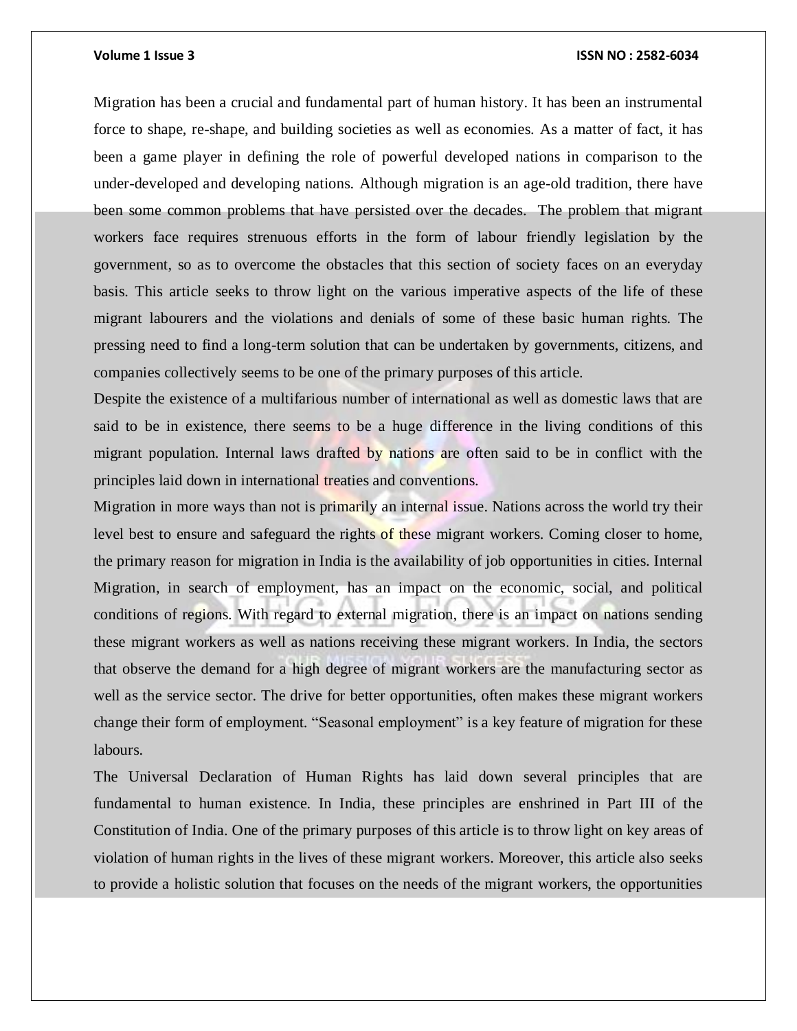Migration has been a crucial and fundamental part of human history. It has been an instrumental force to shape, re-shape, and building societies as well as economies. As a matter of fact, it has been a game player in defining the role of powerful developed nations in comparison to the under-developed and developing nations. Although migration is an age-old tradition, there have been some common problems that have persisted over the decades. The problem that migrant workers face requires strenuous efforts in the form of labour friendly legislation by the government, so as to overcome the obstacles that this section of society faces on an everyday basis. This article seeks to throw light on the various imperative aspects of the life of these migrant labourers and the violations and denials of some of these basic human rights. The pressing need to find a long-term solution that can be undertaken by governments, citizens, and companies collectively seems to be one of the primary purposes of this article.

Despite the existence of a multifarious number of international as well as domestic laws that are said to be in existence, there seems to be a huge difference in the living conditions of this migrant population. Internal laws drafted by nations are often said to be in conflict with the principles laid down in international treaties and conventions.

Migration in more ways than not is primarily an internal issue. Nations across the world try their level best to ensure and safeguard the rights of these migrant workers. Coming closer to home, the primary reason for migration in India is the availability of job opportunities in cities. Internal Migration, in search of employment, has an impact on the economic, social, and political conditions of regions. With regard to external migration, there is an impact on nations sending these migrant workers as well as nations receiving these migrant workers. In India, the sectors that observe the demand for a high degree of migrant workers are the manufacturing sector as well as the service sector. The drive for better opportunities, often makes these migrant workers change their form of employment. "Seasonal employment" is a key feature of migration for these labours.

The Universal Declaration of Human Rights has laid down several principles that are fundamental to human existence. In India, these principles are enshrined in Part III of the Constitution of India. One of the primary purposes of this article is to throw light on key areas of violation of human rights in the lives of these migrant workers. Moreover, this article also seeks to provide a holistic solution that focuses on the needs of the migrant workers, the opportunities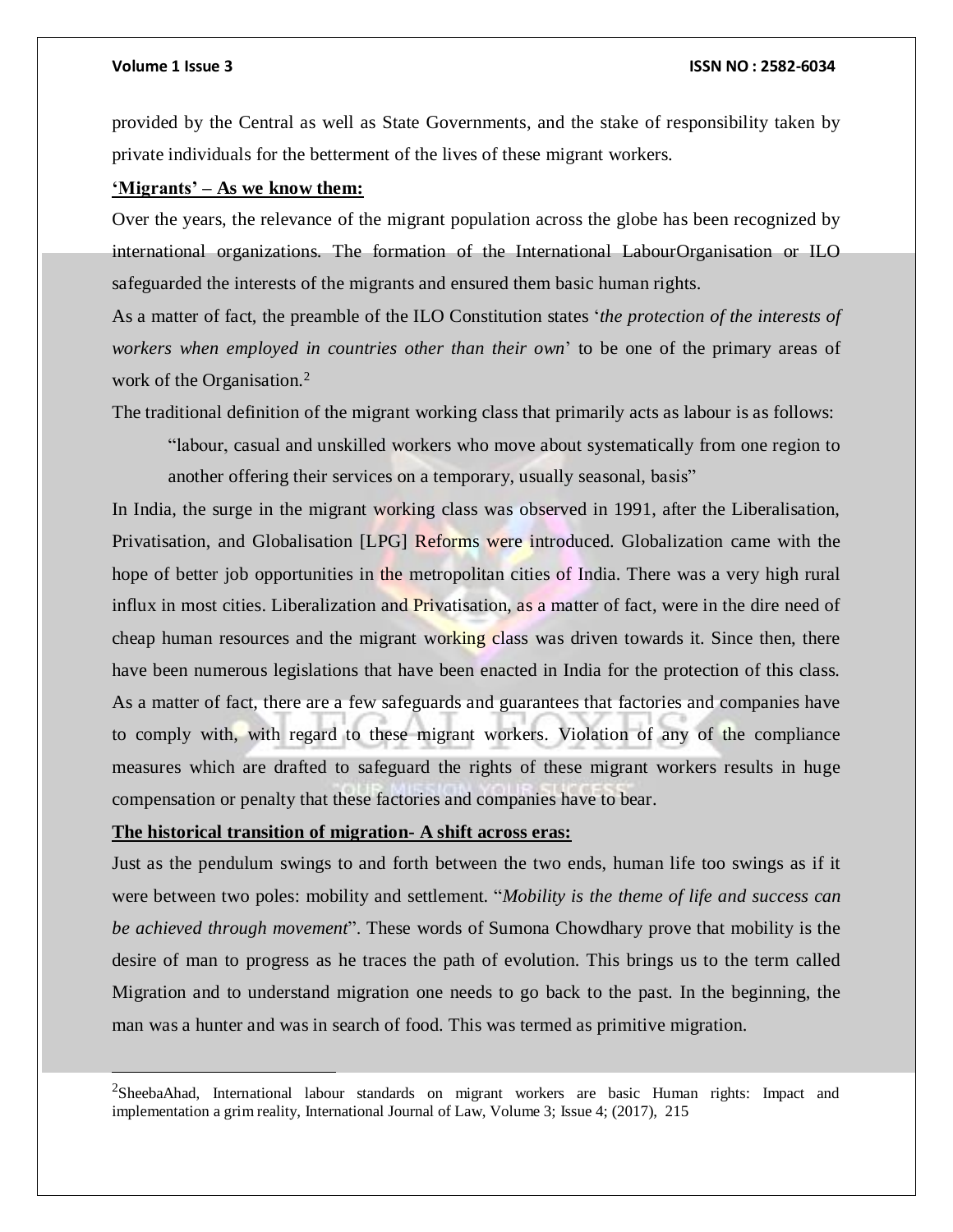provided by the Central as well as State Governments, and the stake of responsibility taken by private individuals for the betterment of the lives of these migrant workers.

**'Migrants' – As we know them:**

Over the years, the relevance of the migrant population across the globe has been recognized by international organizations. The formation of the International LabourOrganisation or ILO safeguarded the interests of the migrants and ensured them basic human rights.

As a matter of fact, the preamble of the ILO Constitution states '*the protection of the interests of workers when employed in countries other than their own*' to be one of the primary areas of work of the Organisation.[2]

The traditional definition of the migrant working class that primarily acts as labour is as follows:

> "labour, casual and unskilled workers who move about systematically from one region to another offering their services on a temporary, usually seasonal, basis"

In India, the surge in the migrant working class was observed in 1991, after the Liberalisation, Privatisation, and Globalisation [LPG] Reforms were introduced. Globalization came with the hope of better job opportunities in the metropolitan cities of India. There was a very high rural influx in most cities. Liberalization and Privatisation, as a matter of fact, were in the dire need of cheap human resources and the migrant working class was driven towards it. Since then, there have been numerous legislations that have been enacted in India for the protection of this class. As a matter of fact, there are a few safeguards and guarantees that factories and companies have to comply with, with regard to these migrant workers. Violation of any of the compliance measures which are drafted to safeguard the rights of these migrant workers results in huge compensation or penalty that these factories and companies have to bear.

**The historical transition of migration- A shift across eras:**

Just as the pendulum swings to and forth between the two ends, human life too swings as if it were between two poles: mobility and settlement. "*Mobility is the theme of life and success can be achieved through movement*". These words of Sumona Chowdhary prove that mobility is the desire of man to progress as he traces the path of evolution. This brings us to the term called Migration and to understand migration one needs to go back to the past. In the beginning, the man was a hunter and was in search of food. This was termed as primitive migration.

---

[2] SheebaAhad, International labour standards on migrant workers are basic Human rights: Impact and implementation a grim reality, International Journal of Law, Volume 3; Issue 4; (2017), 215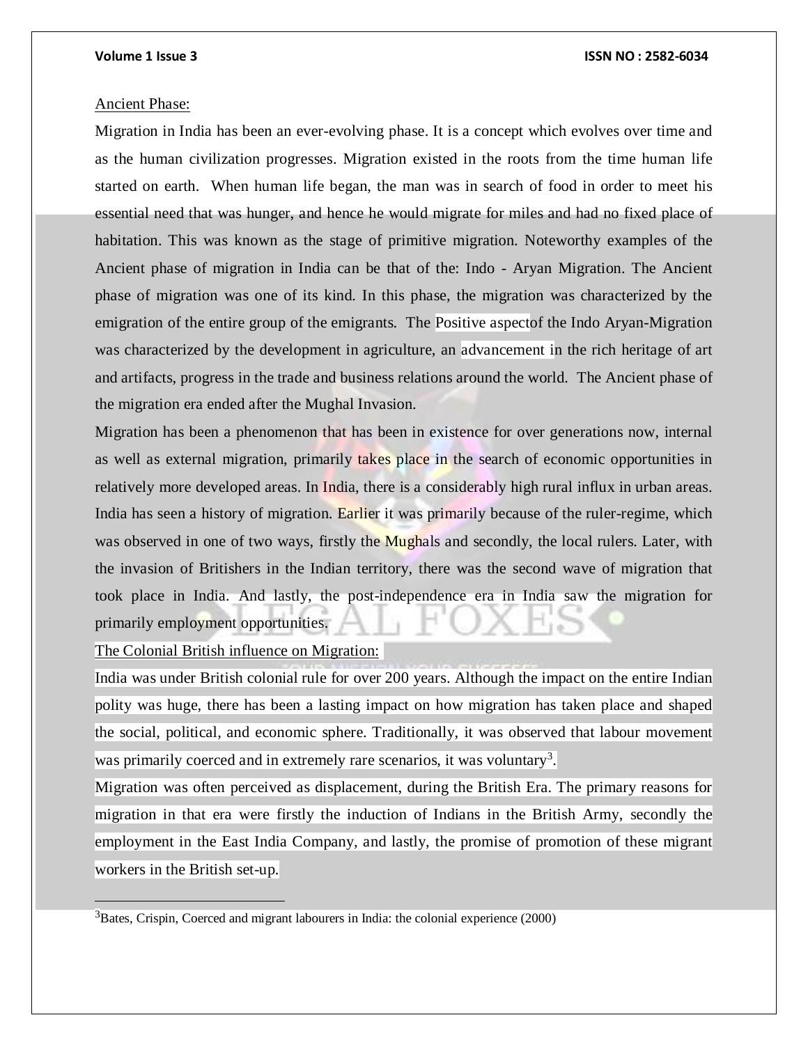Ancient Phase:

Migration in India has been an ever-evolving phase. It is a concept which evolves over time and as the human civilization progresses. Migration existed in the roots from the time human life started on earth. When human life began, the man was in search of food in order to meet his essential need that was hunger, and hence he would migrate for miles and had no fixed place of habitation. This was known as the stage of primitive migration. Noteworthy examples of the Ancient phase of migration in India can be that of the: Indo - Aryan Migration. The Ancient phase of migration was one of its kind. In this phase, the migration was characterized by the emigration of the entire group of the emigrants. The Positive aspectof the Indo Aryan-Migration was characterized by the development in agriculture, an advancement in the rich heritage of art and artifacts, progress in the trade and business relations around the world. The Ancient phase of the migration era ended after the Mughal Invasion.

Migration has been a phenomenon that has been in existence for over generations now, internal as well as external migration, primarily takes place in the search of economic opportunities in relatively more developed areas. In India, there is a considerably high rural influx in urban areas. India has seen a history of migration. Earlier it was primarily because of the ruler-regime, which was observed in one of two ways, firstly the Mughals and secondly, the local rulers. Later, with the invasion of Britishers in the Indian territory, there was the second wave of migration that took place in India. And lastly, the post-independence era in India saw the migration for primarily employment opportunities.

The Colonial British influence on Migration:

India was under British colonial rule for over 200 years. Although the impact on the entire Indian polity was huge, there has been a lasting impact on how migration has taken place and shaped the social, political, and economic sphere. Traditionally, it was observed that labour movement was primarily coerced and in extremely rare scenarios, it was voluntary[3].

Migration was often perceived as displacement, during the British Era. The primary reasons for migration in that era were firstly the induction of Indians in the British Army, secondly the employment in the East India Company, and lastly, the promise of promotion of these migrant workers in the British set-up.

---

[3]Bates, Crispin, Coerced and migrant labourers in India: the colonial experience (2000)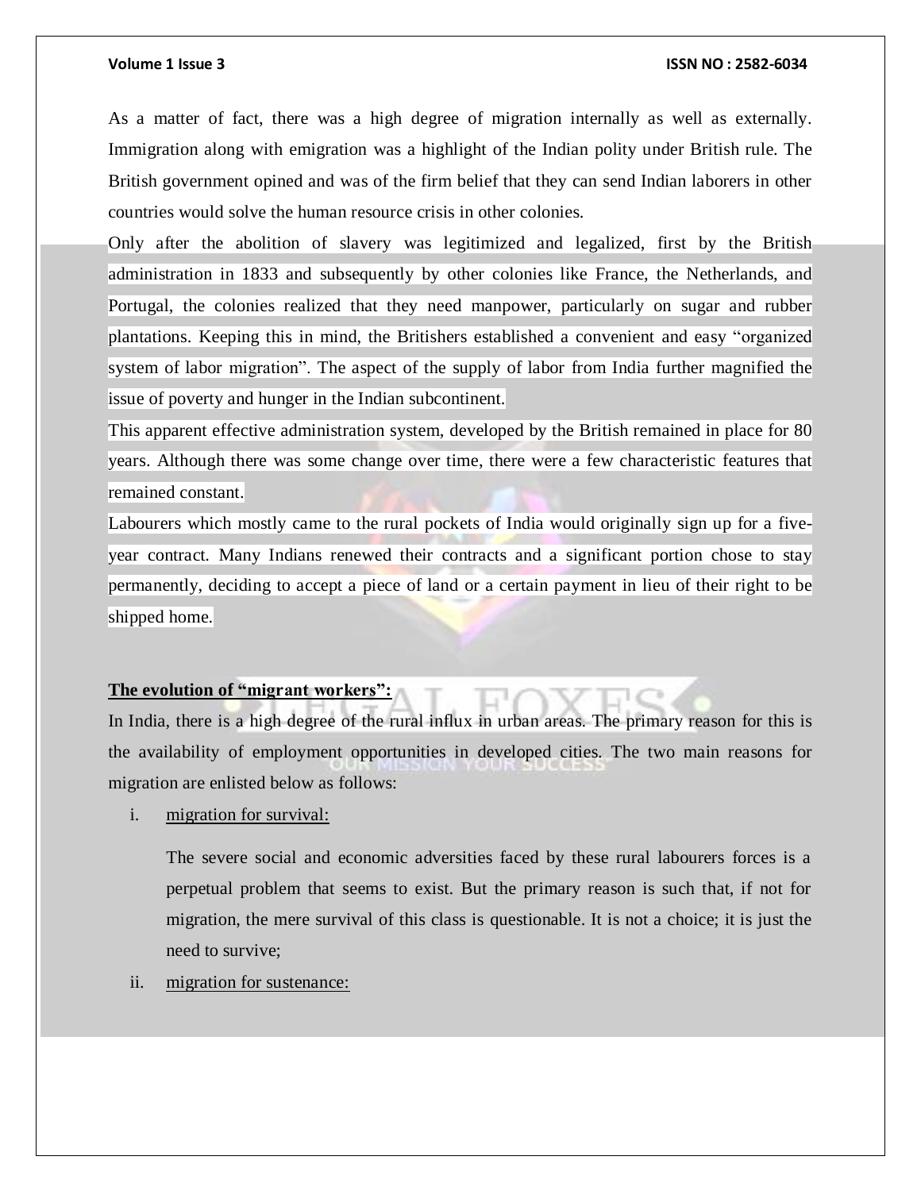As a matter of fact, there was a high degree of migration internally as well as externally. Immigration along with emigration was a highlight of the Indian polity under British rule. The British government opined and was of the firm belief that they can send Indian laborers in other countries would solve the human resource crisis in other colonies.

Only after the abolition of slavery was legitimized and legalized, first by the British administration in 1833 and subsequently by other colonies like France, the Netherlands, and Portugal, the colonies realized that they need manpower, particularly on sugar and rubber plantations. Keeping this in mind, the Britishers established a convenient and easy "organized system of labor migration". The aspect of the supply of labor from India further magnified the issue of poverty and hunger in the Indian subcontinent.

This apparent effective administration system, developed by the British remained in place for 80 years. Although there was some change over time, there were a few characteristic features that remained constant.

Labourers which mostly came to the rural pockets of India would originally sign up for a five-year contract. Many Indians renewed their contracts and a significant portion chose to stay permanently, deciding to accept a piece of land or a certain payment in lieu of their right to be shipped home.

**The evolution of "migrant workers":**

In India, there is a high degree of the rural influx in urban areas. The primary reason for this is the availability of employment opportunities in developed cities. The two main reasons for migration are enlisted below as follows:

i. migration for survival:

   The severe social and economic adversities faced by these rural labourers forces is a perpetual problem that seems to exist. But the primary reason is such that, if not for migration, the mere survival of this class is questionable. It is not a choice; it is just the need to survive;

ii. migration for sustenance: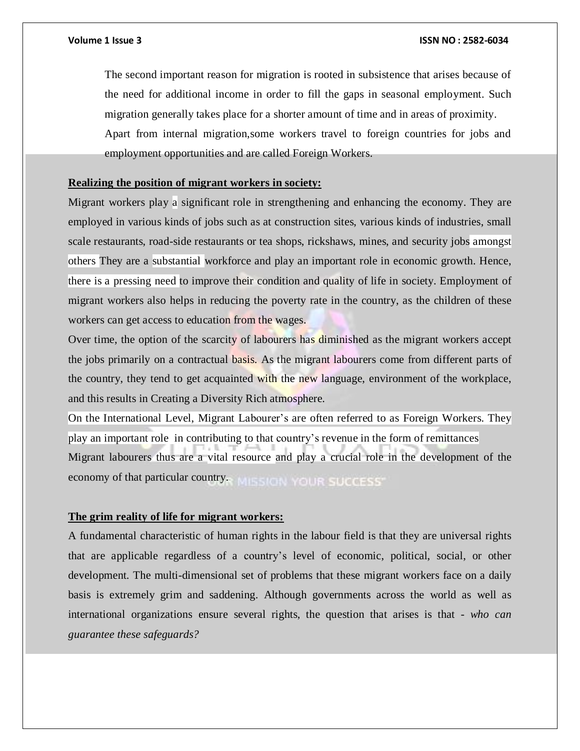The second important reason for migration is rooted in subsistence that arises because of the need for additional income in order to fill the gaps in seasonal employment. Such migration generally takes place for a shorter amount of time and in areas of proximity.

Apart from internal migration,some workers travel to foreign countries for jobs and employment opportunities and are called Foreign Workers.

**Realizing the position of migrant workers in society:**

Migrant workers play a significant role in strengthening and enhancing the economy. They are employed in various kinds of jobs such as at construction sites, various kinds of industries, small scale restaurants, road-side restaurants or tea shops, rickshaws, mines, and security jobs amongst others They are a substantial workforce and play an important role in economic growth. Hence, there is a pressing need to improve their condition and quality of life in society. Employment of migrant workers also helps in reducing the poverty rate in the country, as the children of these workers can get access to education from the wages.

Over time, the option of the scarcity of labourers has diminished as the migrant workers accept the jobs primarily on a contractual basis. As the migrant labourers come from different parts of the country, they tend to get acquainted with the new language, environment of the workplace, and this results in Creating a Diversity Rich atmosphere.

On the International Level, Migrant Labourer's are often referred to as Foreign Workers. They play an important role in contributing to that country's revenue in the form of remittances

Migrant labourers thus are a vital resource and play a crucial role in the development of the economy of that particular country.

**The grim reality of life for migrant workers:**

A fundamental characteristic of human rights in the labour field is that they are universal rights that are applicable regardless of a country's level of economic, political, social, or other development. The multi-dimensional set of problems that these migrant workers face on a daily basis is extremely grim and saddening. Although governments across the world as well as international organizations ensure several rights, the question that arises is that - *who can guarantee these safeguards?*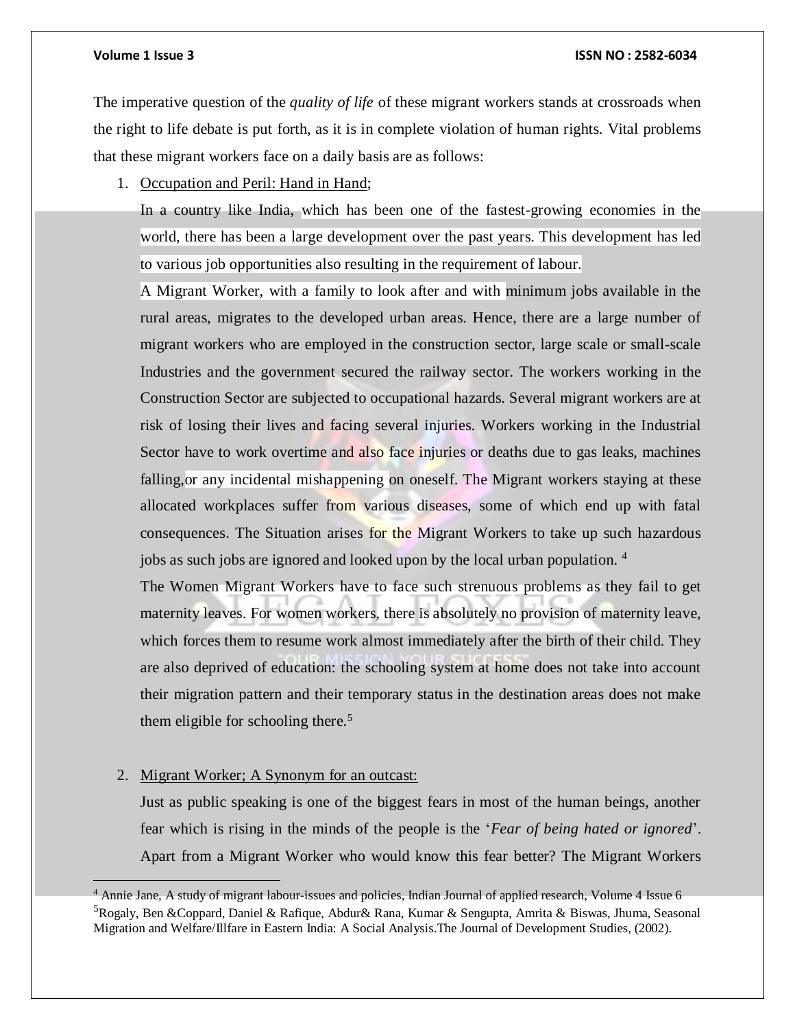The imperative question of the *quality of life* of these migrant workers stands at crossroads when the right to life debate is put forth, as it is in complete violation of human rights. Vital problems that these migrant workers face on a daily basis are as follows:

1. Occupation and Peril: Hand in Hand;

   In a country like India, which has been one of the fastest-growing economies in the world, there has been a large development over the past years. This development has led to various job opportunities also resulting in the requirement of labour.

   A Migrant Worker, with a family to look after and with minimum jobs available in the rural areas, migrates to the developed urban areas. Hence, there are a large number of migrant workers who are employed in the construction sector, large scale or small-scale Industries and the government secured the railway sector. The workers working in the Construction Sector are subjected to occupational hazards. Several migrant workers are at risk of losing their lives and facing several injuries. Workers working in the Industrial Sector have to work overtime and also face injuries or deaths due to gas leaks, machines falling,or any incidental mishappening on oneself. The Migrant workers staying at these allocated workplaces suffer from various diseases, some of which end up with fatal consequences. The Situation arises for the Migrant Workers to take up such hazardous jobs as such jobs are ignored and looked upon by the local urban population. [4]

   The Women Migrant Workers have to face such strenuous problems as they fail to get maternity leaves. For women workers, there is absolutely no provision of maternity leave, which forces them to resume work almost immediately after the birth of their child. They are also deprived of education: the schooling system at home does not take into account their migration pattern and their temporary status in the destination areas does not make them eligible for schooling there.[5]

2. Migrant Worker; A Synonym for an outcast:

   Just as public speaking is one of the biggest fears in most of the human beings, another fear which is rising in the minds of the people is the '*Fear of being hated or ignored*'. Apart from a Migrant Worker who would know this fear better? The Migrant Workers

---

[4] Annie Jane, A study of migrant labour-issues and policies, Indian Journal of applied research, Volume 4 Issue 6

[5] Rogaly, Ben &Coppard, Daniel & Rafique, Abdur& Rana, Kumar & Sengupta, Amrita & Biswas, Jhuma, Seasonal Migration and Welfare/Illfare in Eastern India: A Social Analysis.The Journal of Development Studies, (2002).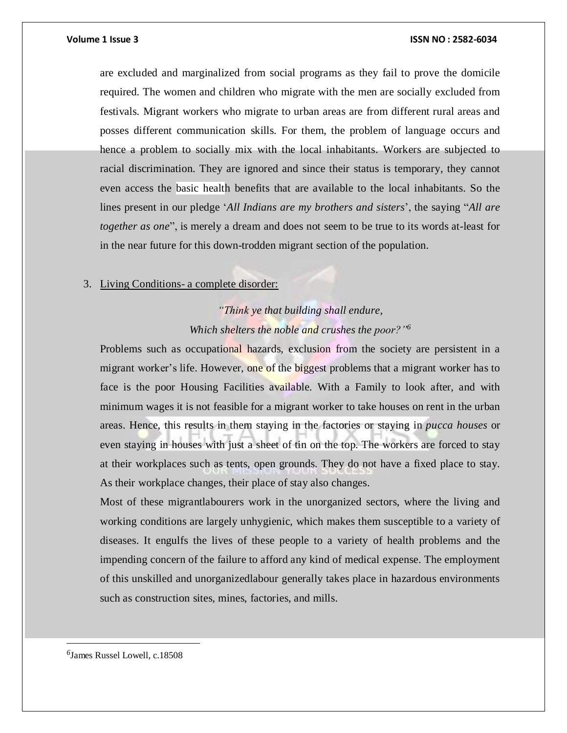are excluded and marginalized from social programs as they fail to prove the domicile required. The women and children who migrate with the men are socially excluded from festivals. Migrant workers who migrate to urban areas are from different rural areas and posses different communication skills. For them, the problem of language occurs and hence a problem to socially mix with the local inhabitants. Workers are subjected to racial discrimination. They are ignored and since their status is temporary, they cannot even access the basic health benefits that are available to the local inhabitants. So the lines present in our pledge '*All Indians are my brothers and sisters*', the saying "*All are together as one*", is merely a dream and does not seem to be true to its words at-least for in the near future for this down-trodden migrant section of the population.

3. Living Conditions- a complete disorder:

*"Think ye that building shall endure,*

*Which shelters the noble and crushes the poor?"*[6]

Problems such as occupational hazards, exclusion from the society are persistent in a migrant worker's life. However, one of the biggest problems that a migrant worker has to face is the poor Housing Facilities available. With a Family to look after, and with minimum wages it is not feasible for a migrant worker to take houses on rent in the urban areas. Hence, this results in them staying in the factories or staying in *pucca houses* or even staying in houses with just a sheet of tin on the top. The workers are forced to stay at their workplaces such as tents, open grounds. They do not have a fixed place to stay. As their workplace changes, their place of stay also changes.

Most of these migrantlabourers work in the unorganized sectors, where the living and working conditions are largely unhygienic, which makes them susceptible to a variety of diseases. It engulfs the lives of these people to a variety of health problems and the impending concern of the failure to afford any kind of medical expense. The employment of this unskilled and unorganizedlabour generally takes place in hazardous environments such as construction sites, mines, factories, and mills.

---

[6] James Russel Lowell, c.18508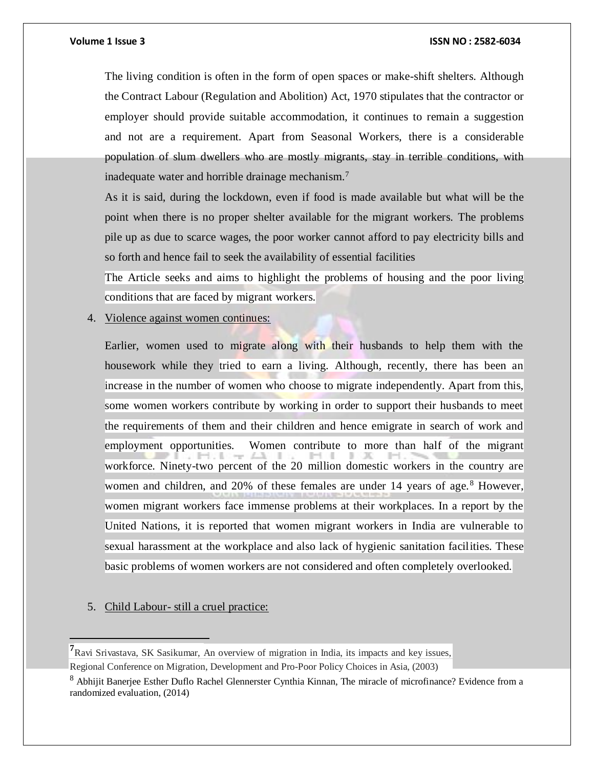The living condition is often in the form of open spaces or make-shift shelters. Although the Contract Labour (Regulation and Abolition) Act, 1970 stipulates that the contractor or employer should provide suitable accommodation, it continues to remain a suggestion and not are a requirement. Apart from Seasonal Workers, there is a considerable population of slum dwellers who are mostly migrants, stay in terrible conditions, with inadequate water and horrible drainage mechanism.[7]

As it is said, during the lockdown, even if food is made available but what will be the point when there is no proper shelter available for the migrant workers. The problems pile up as due to scarce wages, the poor worker cannot afford to pay electricity bills and so forth and hence fail to seek the availability of essential facilities

The Article seeks and aims to highlight the problems of housing and the poor living conditions that are faced by migrant workers.

4. Violence against women continues:

Earlier, women used to migrate along with their husbands to help them with the housework while they tried to earn a living. Although, recently, there has been an increase in the number of women who choose to migrate independently. Apart from this, some women workers contribute by working in order to support their husbands to meet the requirements of them and their children and hence emigrate in search of work and employment opportunities. Women contribute to more than half of the migrant workforce. Ninety-two percent of the 20 million domestic workers in the country are women and children, and 20% of these females are under 14 years of age.[8] However, women migrant workers face immense problems at their workplaces. In a report by the United Nations, it is reported that women migrant workers in India are vulnerable to sexual harassment at the workplace and also lack of hygienic sanitation facilities. These basic problems of women workers are not considered and often completely overlooked.

5. Child Labour- still a cruel practice:

---

[7] Ravi Srivastava, SK Sasikumar, An overview of migration in India, its impacts and key issues, Regional Conference on Migration, Development and Pro-Poor Policy Choices in Asia, (2003)

[8] Abhijit Banerjee Esther Duflo Rachel Glennerster Cynthia Kinnan, The miracle of microfinance? Evidence from a randomized evaluation, (2014)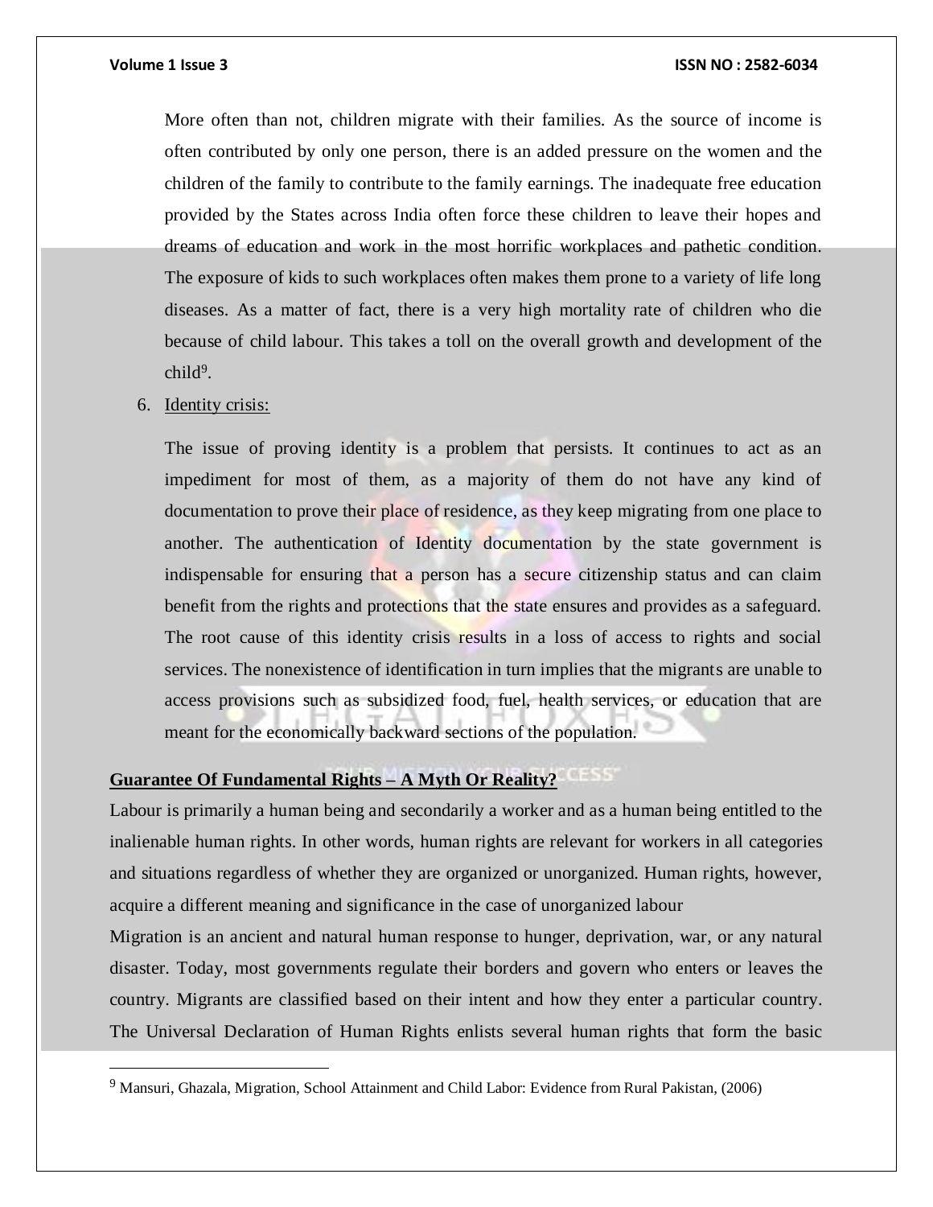More often than not, children migrate with their families. As the source of income is often contributed by only one person, there is an added pressure on the women and the children of the family to contribute to the family earnings. The inadequate free education provided by the States across India often force these children to leave their hopes and dreams of education and work in the most horrific workplaces and pathetic condition. The exposure of kids to such workplaces often makes them prone to a variety of life long diseases. As a matter of fact, there is a very high mortality rate of children who die because of child labour. This takes a toll on the overall growth and development of the child[9].

6. Identity crisis:

   The issue of proving identity is a problem that persists. It continues to act as an impediment for most of them, as a majority of them do not have any kind of documentation to prove their place of residence, as they keep migrating from one place to another. The authentication of Identity documentation by the state government is indispensable for ensuring that a person has a secure citizenship status and can claim benefit from the rights and protections that the state ensures and provides as a safeguard. The root cause of this identity crisis results in a loss of access to rights and social services. The nonexistence of identification in turn implies that the migrants are unable to access provisions such as subsidized food, fuel, health services, or education that are meant for the economically backward sections of the population.

**Guarantee Of Fundamental Rights – A Myth Or Reality?**

Labour is primarily a human being and secondarily a worker and as a human being entitled to the inalienable human rights. In other words, human rights are relevant for workers in all categories and situations regardless of whether they are organized or unorganized. Human rights, however, acquire a different meaning and significance in the case of unorganized labour

Migration is an ancient and natural human response to hunger, deprivation, war, or any natural disaster. Today, most governments regulate their borders and govern who enters or leaves the country. Migrants are classified based on their intent and how they enter a particular country. The Universal Declaration of Human Rights enlists several human rights that form the basic

---

[9] Mansuri, Ghazala, Migration, School Attainment and Child Labor: Evidence from Rural Pakistan, (2006)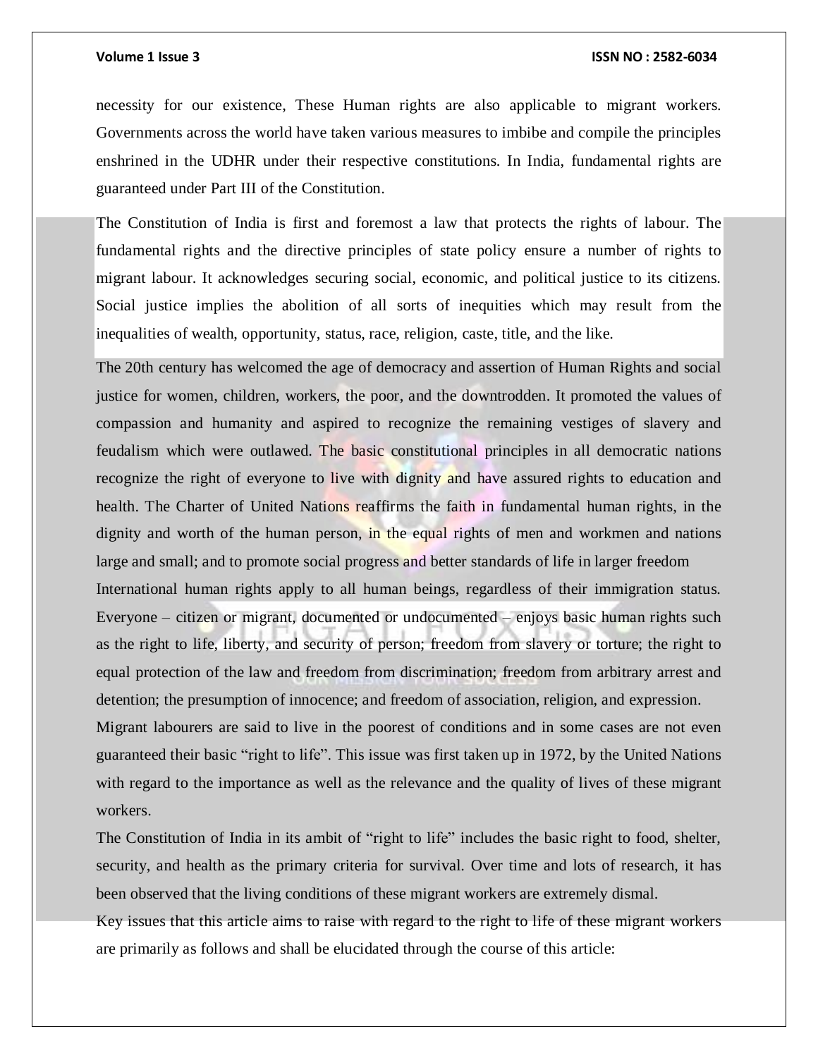necessity for our existence, These Human rights are also applicable to migrant workers. Governments across the world have taken various measures to imbibe and compile the principles enshrined in the UDHR under their respective constitutions. In India, fundamental rights are guaranteed under Part III of the Constitution.

The Constitution of India is first and foremost a law that protects the rights of labour. The fundamental rights and the directive principles of state policy ensure a number of rights to migrant labour. It acknowledges securing social, economic, and political justice to its citizens. Social justice implies the abolition of all sorts of inequities which may result from the inequalities of wealth, opportunity, status, race, religion, caste, title, and the like.

The 20th century has welcomed the age of democracy and assertion of Human Rights and social justice for women, children, workers, the poor, and the downtrodden. It promoted the values of compassion and humanity and aspired to recognize the remaining vestiges of slavery and feudalism which were outlawed. The basic constitutional principles in all democratic nations recognize the right of everyone to live with dignity and have assured rights to education and health. The Charter of United Nations reaffirms the faith in fundamental human rights, in the dignity and worth of the human person, in the equal rights of men and workmen and nations large and small; and to promote social progress and better standards of life in larger freedom

International human rights apply to all human beings, regardless of their immigration status. Everyone – citizen or migrant, documented or undocumented – enjoys basic human rights such as the right to life, liberty, and security of person; freedom from slavery or torture; the right to equal protection of the law and freedom from discrimination; freedom from arbitrary arrest and detention; the presumption of innocence; and freedom of association, religion, and expression.

Migrant labourers are said to live in the poorest of conditions and in some cases are not even guaranteed their basic "right to life". This issue was first taken up in 1972, by the United Nations with regard to the importance as well as the relevance and the quality of lives of these migrant workers.

The Constitution of India in its ambit of "right to life" includes the basic right to food, shelter, security, and health as the primary criteria for survival. Over time and lots of research, it has been observed that the living conditions of these migrant workers are extremely dismal.

Key issues that this article aims to raise with regard to the right to life of these migrant workers are primarily as follows and shall be elucidated through the course of this article: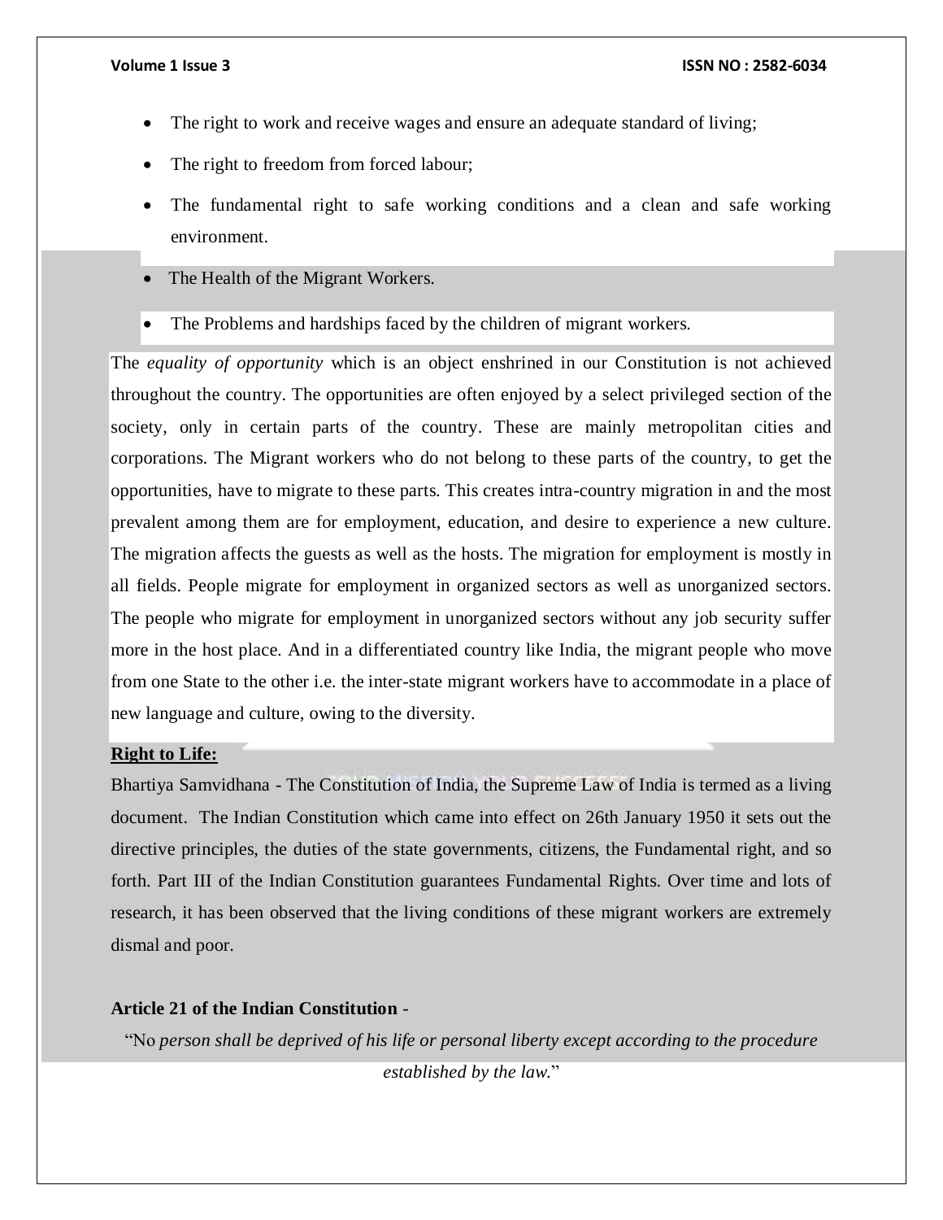- The right to work and receive wages and ensure an adequate standard of living;
- The right to freedom from forced labour;
- The fundamental right to safe working conditions and a clean and safe working environment.
- The Health of the Migrant Workers.
- The Problems and hardships faced by the children of migrant workers.

The *equality of opportunity* which is an object enshrined in our Constitution is not achieved throughout the country. The opportunities are often enjoyed by a select privileged section of the society, only in certain parts of the country. These are mainly metropolitan cities and corporations. The Migrant workers who do not belong to these parts of the country, to get the opportunities, have to migrate to these parts. This creates intra-country migration in and the most prevalent among them are for employment, education, and desire to experience a new culture. The migration affects the guests as well as the hosts. The migration for employment is mostly in all fields. People migrate for employment in organized sectors as well as unorganized sectors. The people who migrate for employment in unorganized sectors without any job security suffer more in the host place. And in a differentiated country like India, the migrant people who move from one State to the other i.e. the inter-state migrant workers have to accommodate in a place of new language and culture, owing to the diversity.

**Right to Life:**

Bhartiya Samvidhana - The Constitution of India, the Supreme Law of India is termed as a living document. The Indian Constitution which came into effect on 26th January 1950 it sets out the directive principles, the duties of the state governments, citizens, the Fundamental right, and so forth. Part III of the Indian Constitution guarantees Fundamental Rights. Over time and lots of research, it has been observed that the living conditions of these migrant workers are extremely dismal and poor.

**Article 21 of the Indian Constitution** -

"No *person shall be deprived of his life or personal liberty except according to the procedure established by the law.*"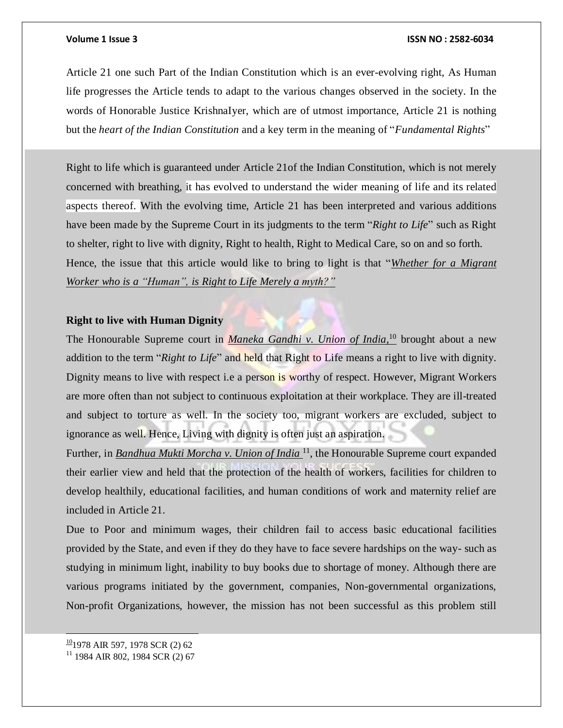Article 21 one such Part of the Indian Constitution which is an ever-evolving right, As Human life progresses the Article tends to adapt to the various changes observed in the society. In the words of Honorable Justice KrishnaIyer, which are of utmost importance, Article 21 is nothing but the *heart of the Indian Constitution* and a key term in the meaning of "*Fundamental Rights*"

Right to life which is guaranteed under Article 21of the Indian Constitution, which is not merely concerned with breathing, it has evolved to understand the wider meaning of life and its related aspects thereof. With the evolving time, Article 21 has been interpreted and various additions have been made by the Supreme Court in its judgments to the term "*Right to Life*" such as Right to shelter, right to live with dignity, Right to health, Right to Medical Care, so on and so forth.

Hence, the issue that this article would like to bring to light is that "*Whether for a Migrant Worker who is a "Human", is Right to Life Merely a myth?"*

**Right to live with Human Dignity**

The Honourable Supreme court in ***Maneka Gandhi v. Union of India,***[10] brought about a new addition to the term "*Right to Life*" and held that Right to Life means a right to live with dignity. Dignity means to live with respect i.e a person is worthy of respect. However, Migrant Workers are more often than not subject to continuous exploitation at their workplace. They are ill-treated and subject to torture as well. In the society too, migrant workers are excluded, subject to ignorance as well. Hence, Living with dignity is often just an aspiration.

Further, in ***Bandhua Mukti Morcha v. Union of India*** [11], the Honourable Supreme court expanded their earlier view and held that the protection of the health of workers, facilities for children to develop healthily, educational facilities, and human conditions of work and maternity relief are included in Article 21.

Due to Poor and minimum wages, their children fail to access basic educational facilities provided by the State, and even if they do they have to face severe hardships on the way- such as studying in minimum light, inability to buy books due to shortage of money. Although there are various programs initiated by the government, companies, Non-governmental organizations, Non-profit Organizations, however, the mission has not been successful as this problem still

[10] 1978 AIR 597, 1978 SCR (2) 62

[11] 1984 AIR 802, 1984 SCR (2) 67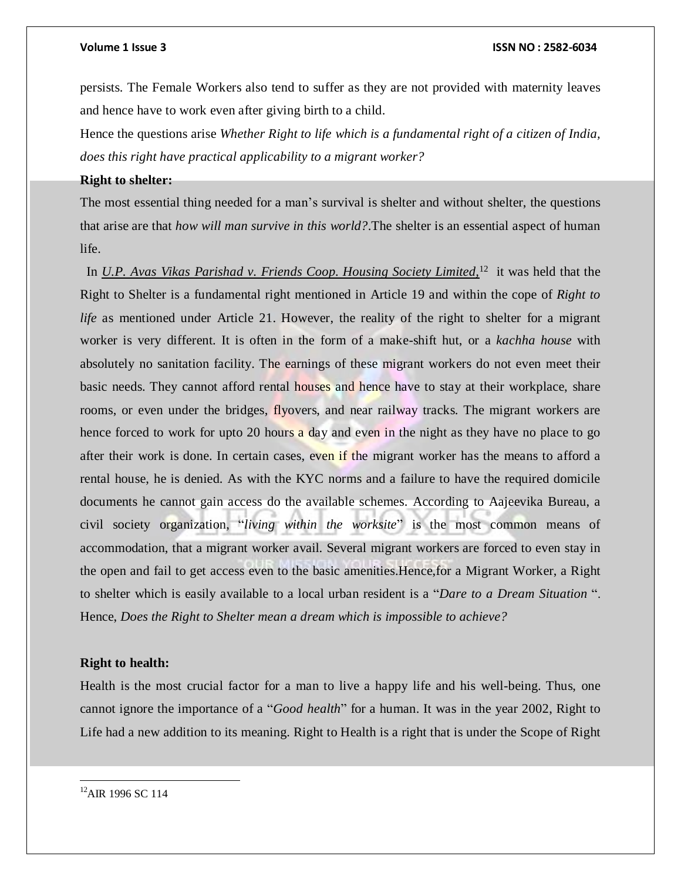persists. The Female Workers also tend to suffer as they are not provided with maternity leaves and hence have to work even after giving birth to a child.

Hence the questions arise *Whether Right to life which is a fundamental right of a citizen of India, does this right have practical applicability to a migrant worker?*

**Right to shelter:**

The most essential thing needed for a man's survival is shelter and without shelter, the questions that arise are that *how will man survive in this world?*.The shelter is an essential aspect of human life.

In ***U.P. Avas Vikas Parishad v. Friends Coop. Housing Society Limited,***[12] it was held that the Right to Shelter is a fundamental right mentioned in Article 19 and within the cope of *Right to life* as mentioned under Article 21. However, the reality of the right to shelter for a migrant worker is very different. It is often in the form of a make-shift hut, or a *kachha house* with absolutely no sanitation facility. The earnings of these migrant workers do not even meet their basic needs. They cannot afford rental houses and hence have to stay at their workplace, share rooms, or even under the bridges, flyovers, and near railway tracks. The migrant workers are hence forced to work for upto 20 hours a day and even in the night as they have no place to go after their work is done. In certain cases, even if the migrant worker has the means to afford a rental house, he is denied. As with the KYC norms and a failure to have the required domicile documents he cannot gain access do the available schemes. According to Aajeevika Bureau, a civil society organization, "*living within the worksite*" is the most common means of accommodation, that a migrant worker avail. Several migrant workers are forced to even stay in the open and fail to get access even to the basic amenities.Hence,for a Migrant Worker, a Right to shelter which is easily available to a local urban resident is a "*Dare to a Dream Situation* ". Hence, *Does the Right to Shelter mean a dream which is impossible to achieve?*

**Right to health:**

Health is the most crucial factor for a man to live a happy life and his well-being. Thus, one cannot ignore the importance of a "*Good health*" for a human. It was in the year 2002, Right to Life had a new addition to its meaning. Right to Health is a right that is under the Scope of Right

---

[12] AIR 1996 SC 114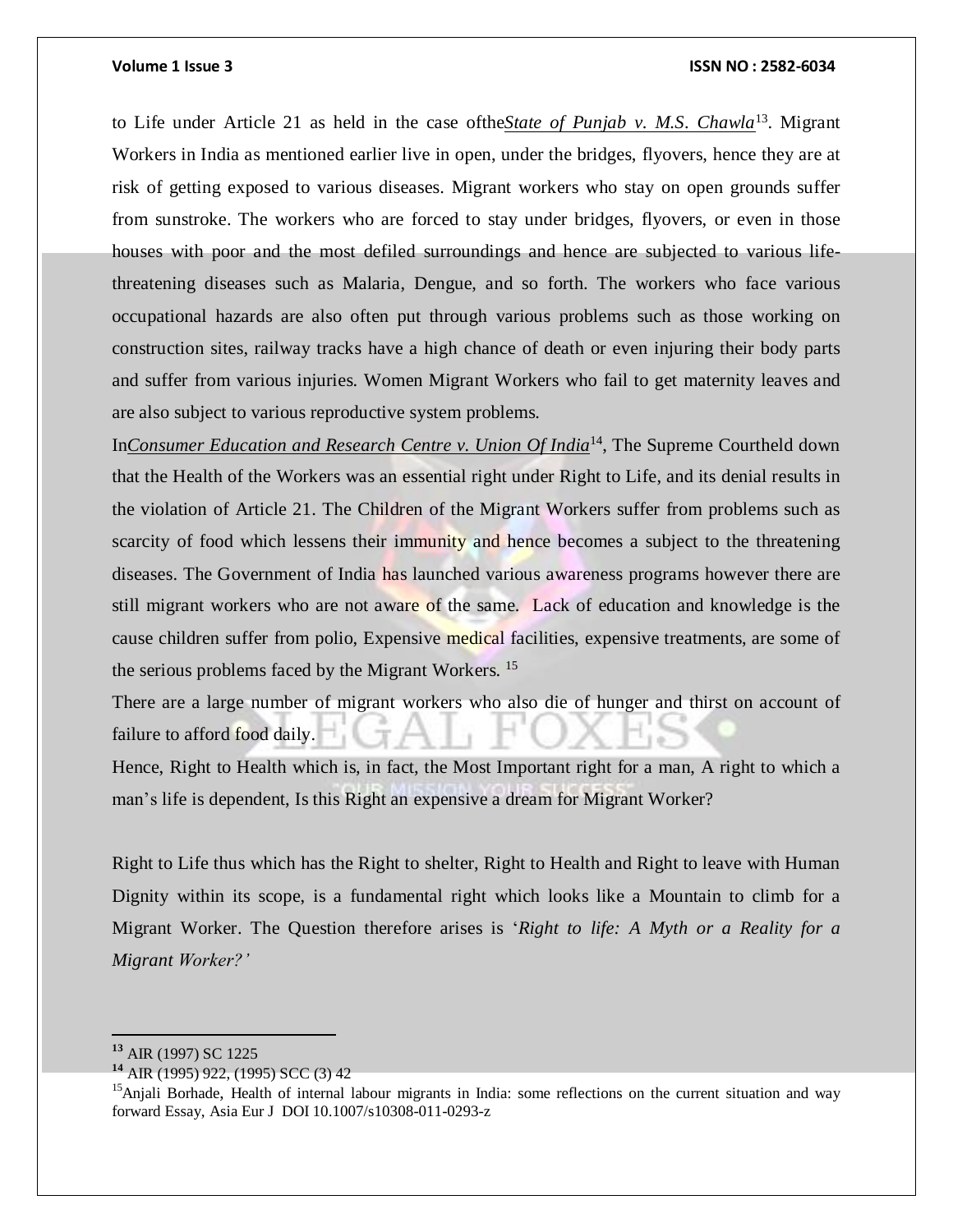to Life under Article 21 as held in the case ofthe*State of Punjab v. M.S. Chawla*[13]. Migrant Workers in India as mentioned earlier live in open, under the bridges, flyovers, hence they are at risk of getting exposed to various diseases. Migrant workers who stay on open grounds suffer from sunstroke. The workers who are forced to stay under bridges, flyovers, or even in those houses with poor and the most defiled surroundings and hence are subjected to various life-threatening diseases such as Malaria, Dengue, and so forth. The workers who face various occupational hazards are also often put through various problems such as those working on construction sites, railway tracks have a high chance of death or even injuring their body parts and suffer from various injuries. Women Migrant Workers who fail to get maternity leaves and are also subject to various reproductive system problems.

In*Consumer Education and Research Centre v. Union Of India*[14], The Supreme Courtheld down that the Health of the Workers was an essential right under Right to Life, and its denial results in the violation of Article 21. The Children of the Migrant Workers suffer from problems such as scarcity of food which lessens their immunity and hence becomes a subject to the threatening diseases. The Government of India has launched various awareness programs however there are still migrant workers who are not aware of the same. Lack of education and knowledge is the cause children suffer from polio, Expensive medical facilities, expensive treatments, are some of the serious problems faced by the Migrant Workers. [15]

There are a large number of migrant workers who also die of hunger and thirst on account of failure to afford food daily.

Hence, Right to Health which is, in fact, the Most Important right for a man, A right to which a man's life is dependent, Is this Right an expensive a dream for Migrant Worker?

Right to Life thus which has the Right to shelter, Right to Health and Right to leave with Human Dignity within its scope, is a fundamental right which looks like a Mountain to climb for a Migrant Worker. The Question therefore arises is '*Right to life: A Myth or a Reality for a Migrant Worker?'*

---

[13] AIR (1997) SC 1225

[14] AIR (1995) 922, (1995) SCC (3) 42

[15] Anjali Borhade, Health of internal labour migrants in India: some reflections on the current situation and way forward Essay, Asia Eur J DOI 10.1007/s10308-011-0293-z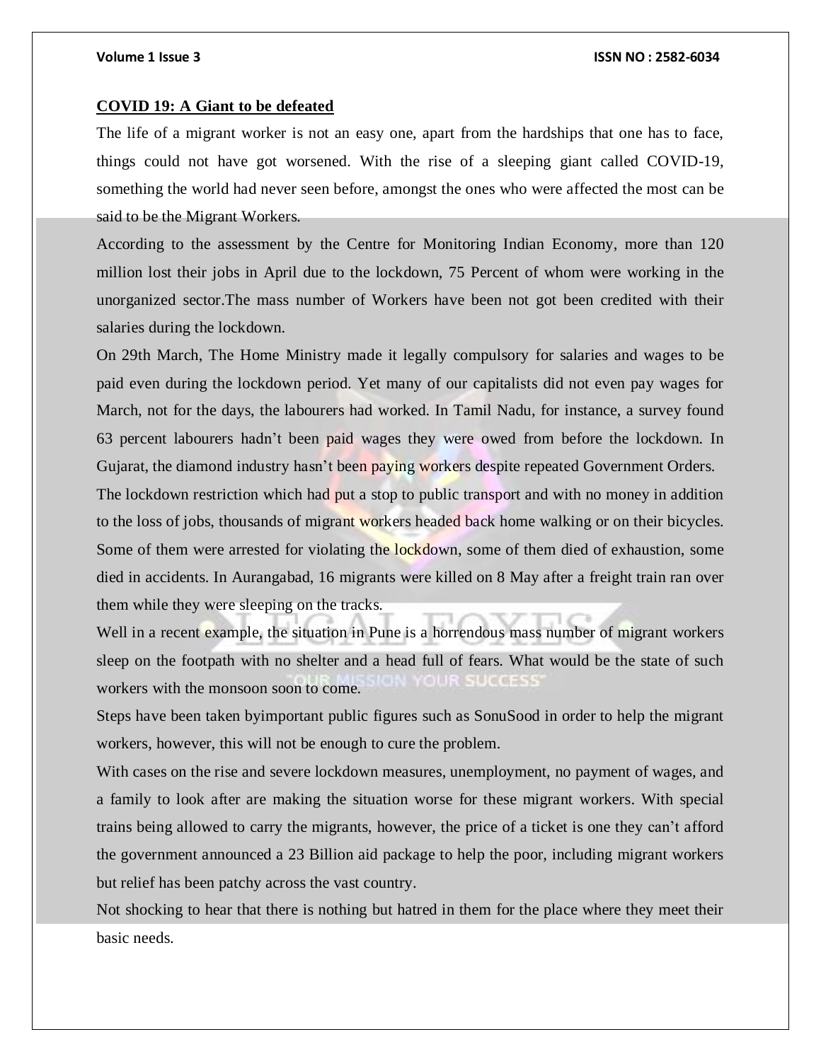**COVID 19: A Giant to be defeated**

The life of a migrant worker is not an easy one, apart from the hardships that one has to face, things could not have got worsened. With the rise of a sleeping giant called COVID-19, something the world had never seen before, amongst the ones who were affected the most can be said to be the Migrant Workers.

According to the assessment by the Centre for Monitoring Indian Economy, more than 120 million lost their jobs in April due to the lockdown, 75 Percent of whom were working in the unorganized sector.The mass number of Workers have been not got been credited with their salaries during the lockdown.

On 29th March, The Home Ministry made it legally compulsory for salaries and wages to be paid even during the lockdown period. Yet many of our capitalists did not even pay wages for March, not for the days, the labourers had worked. In Tamil Nadu, for instance, a survey found 63 percent labourers hadn't been paid wages they were owed from before the lockdown. In Gujarat, the diamond industry hasn't been paying workers despite repeated Government Orders.

The lockdown restriction which had put a stop to public transport and with no money in addition to the loss of jobs, thousands of migrant workers headed back home walking or on their bicycles. Some of them were arrested for violating the lockdown, some of them died of exhaustion, some died in accidents. In Aurangabad, 16 migrants were killed on 8 May after a freight train ran over them while they were sleeping on the tracks.

Well in a recent example, the situation in Pune is a horrendous mass number of migrant workers sleep on the footpath with no shelter and a head full of fears. What would be the state of such workers with the monsoon soon to come.

Steps have been taken byimportant public figures such as SonuSood in order to help the migrant workers, however, this will not be enough to cure the problem.

With cases on the rise and severe lockdown measures, unemployment, no payment of wages, and a family to look after are making the situation worse for these migrant workers. With special trains being allowed to carry the migrants, however, the price of a ticket is one they can't afford the government announced a 23 Billion aid package to help the poor, including migrant workers but relief has been patchy across the vast country.

Not shocking to hear that there is nothing but hatred in them for the place where they meet their basic needs.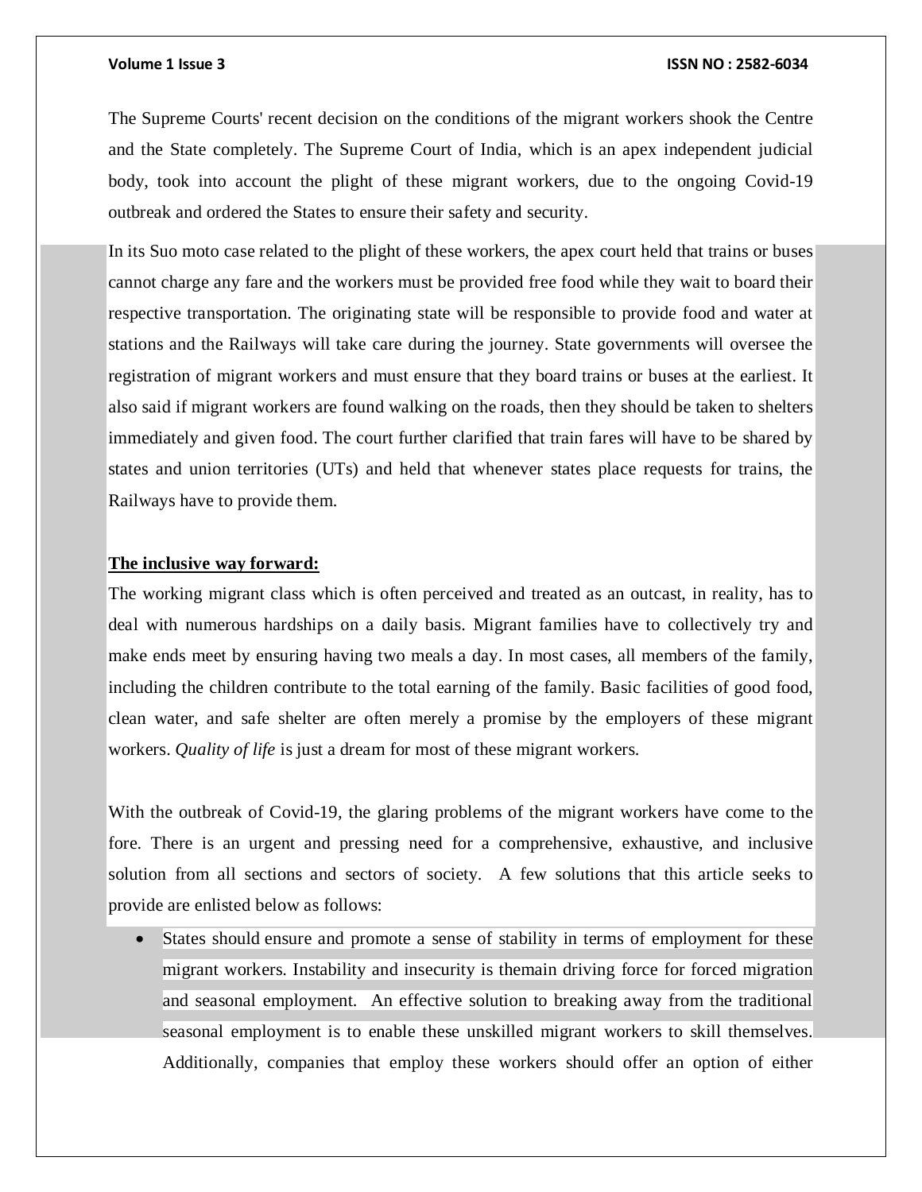The Supreme Courts' recent decision on the conditions of the migrant workers shook the Centre and the State completely. The Supreme Court of India, which is an apex independent judicial body, took into account the plight of these migrant workers, due to the ongoing Covid-19 outbreak and ordered the States to ensure their safety and security.

In its Suo moto case related to the plight of these workers, the apex court held that trains or buses cannot charge any fare and the workers must be provided free food while they wait to board their respective transportation. The originating state will be responsible to provide food and water at stations and the Railways will take care during the journey. State governments will oversee the registration of migrant workers and must ensure that they board trains or buses at the earliest. It also said if migrant workers are found walking on the roads, then they should be taken to shelters immediately and given food. The court further clarified that train fares will have to be shared by states and union territories (UTs) and held that whenever states place requests for trains, the Railways have to provide them.

**The inclusive way forward:**

The working migrant class which is often perceived and treated as an outcast, in reality, has to deal with numerous hardships on a daily basis. Migrant families have to collectively try and make ends meet by ensuring having two meals a day. In most cases, all members of the family, including the children contribute to the total earning of the family. Basic facilities of good food, clean water, and safe shelter are often merely a promise by the employers of these migrant workers. *Quality of life* is just a dream for most of these migrant workers.

With the outbreak of Covid-19, the glaring problems of the migrant workers have come to the fore. There is an urgent and pressing need for a comprehensive, exhaustive, and inclusive solution from all sections and sectors of society. A few solutions that this article seeks to provide are enlisted below as follows:

- States should ensure and promote a sense of stability in terms of employment for these migrant workers. Instability and insecurity is themain driving force for forced migration and seasonal employment. An effective solution to breaking away from the traditional seasonal employment is to enable these unskilled migrant workers to skill themselves. Additionally, companies that employ these workers should offer an option of either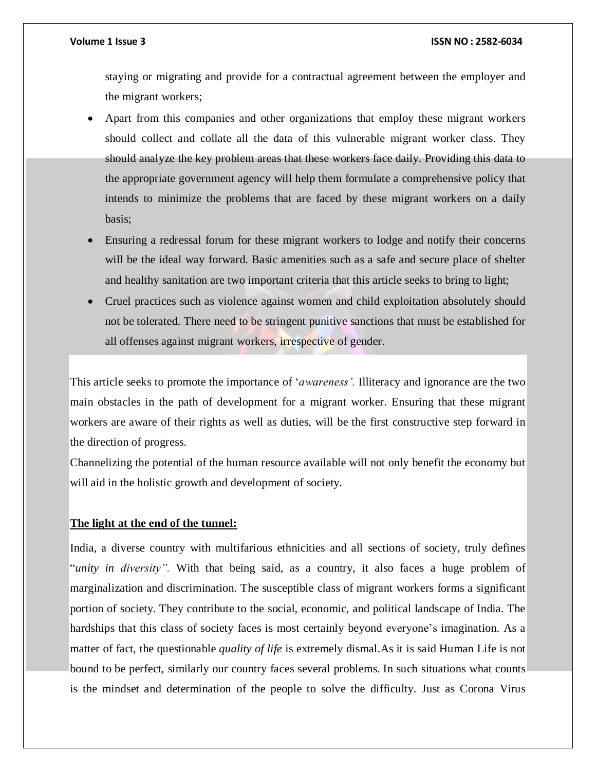staying or migrating and provide for a contractual agreement between the employer and the migrant workers;

- Apart from this companies and other organizations that employ these migrant workers should collect and collate all the data of this vulnerable migrant worker class. They should analyze the key problem areas that these workers face daily. Providing this data to the appropriate government agency will help them formulate a comprehensive policy that intends to minimize the problems that are faced by these migrant workers on a daily basis;
- Ensuring a redressal forum for these migrant workers to lodge and notify their concerns will be the ideal way forward. Basic amenities such as a safe and secure place of shelter and healthy sanitation are two important criteria that this article seeks to bring to light;
- Cruel practices such as violence against women and child exploitation absolutely should not be tolerated. There need to be stringent punitive sanctions that must be established for all offenses against migrant workers, irrespective of gender.

This article seeks to promote the importance of '*awareness'.* Illiteracy and ignorance are the two main obstacles in the path of development for a migrant worker. Ensuring that these migrant workers are aware of their rights as well as duties, will be the first constructive step forward in the direction of progress.

Channelizing the potential of the human resource available will not only benefit the economy but will aid in the holistic growth and development of society.

**The light at the end of the tunnel:**

India, a diverse country with multifarious ethnicities and all sections of society, truly defines "*unity in diversity".* With that being said, as a country, it also faces a huge problem of marginalization and discrimination. The susceptible class of migrant workers forms a significant portion of society. They contribute to the social, economic, and political landscape of India. The hardships that this class of society faces is most certainly beyond everyone's imagination. As a matter of fact, the questionable *quality of life* is extremely dismal.As it is said Human Life is not bound to be perfect, similarly our country faces several problems. In such situations what counts is the mindset and determination of the people to solve the difficulty. Just as Corona Virus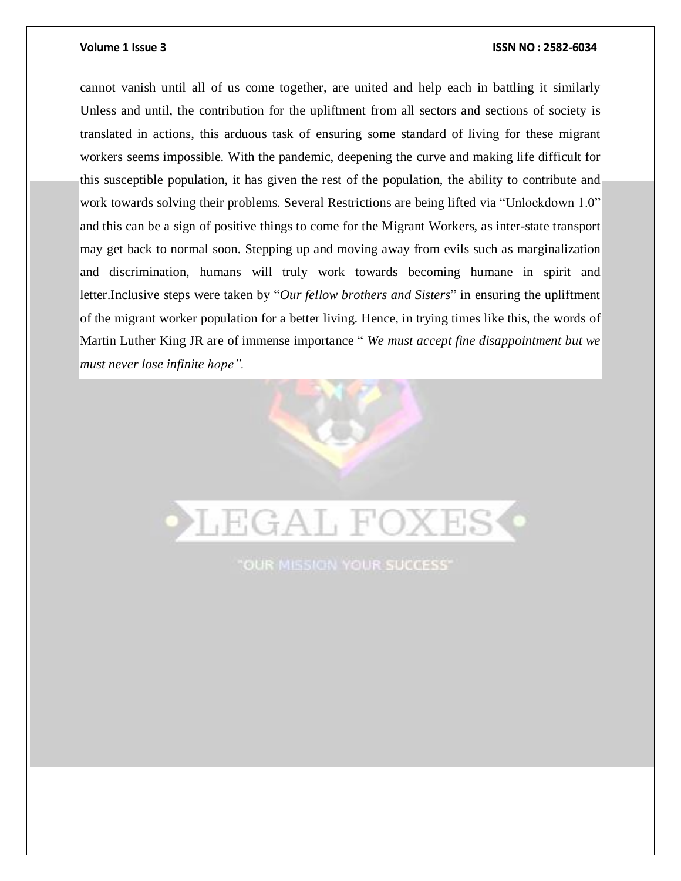cannot vanish until all of us come together, are united and help each in battling it similarly Unless and until, the contribution for the upliftment from all sectors and sections of society is translated in actions, this arduous task of ensuring some standard of living for these migrant workers seems impossible. With the pandemic, deepening the curve and making life difficult for this susceptible population, it has given the rest of the population, the ability to contribute and work towards solving their problems. Several Restrictions are being lifted via "Unlockdown 1.0" and this can be a sign of positive things to come for the Migrant Workers, as inter-state transport may get back to normal soon. Stepping up and moving away from evils such as marginalization and discrimination, humans will truly work towards becoming humane in spirit and letter.Inclusive steps were taken by "*Our fellow brothers and Sisters*" in ensuring the upliftment of the migrant worker population for a better living. Hence, in trying times like this, the words of Martin Luther King JR are of immense importance " *We must accept fine disappointment but we must never lose infinite hope".*